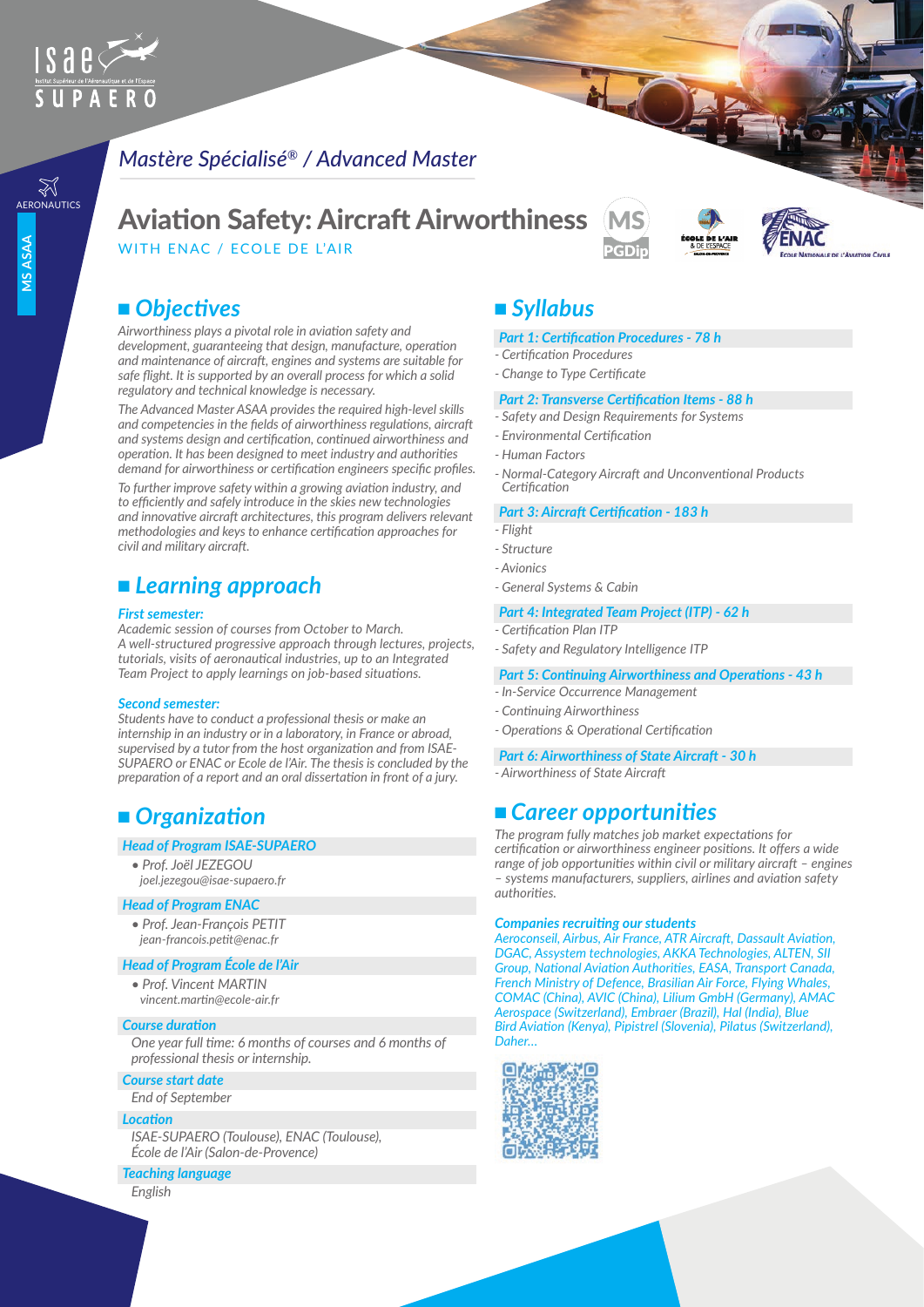# Mastère Spécialisé® / Advanced Master

# Aviation Safety: Aircraft Airworthiness

WITH ENAC / ECOLE DE L'AIR

## Objectives

*Airworthiness plays a pivotal role in aviation safety and development, guaranteeing that design, manufacture, operation and maintenance of aircraft, engines and systems are suitable for safe flight. It is supported by an overall process for which a solid regulatory and technical knowledge is necessary.*

*The Advanced Master ASAA provides the required high-level skills and competencies in the fields of airworthiness regulations, aircraft and systems design and certification, continued airworthiness and operation. It has been designed to meet industry and authorities demand for airworthiness or certification engineers specific profiles.*

*To further improve safety within a growing aviation industry, and to efficiently and safely introduce in the skies new technologies and innovative aircraft architectures, this program delivers relevant methodologies and keys to enhance certification approaches for civil and military aircraft.*

## Learning approach

**First semester:**

*Academic session of courses from October to March.*
*A well-structured progressive approach through lectures, projects, tutorials, visits of aeronautical industries, up to an Integrated Team Project to apply learnings on job-based situations.*

**Second semester:**

*Students have to conduct a professional thesis or make an internship in an industry or in a laboratory, in France or abroad, supervised by a tutor from the host organization and from ISAE-SUPAERO or ENAC or Ecole de l'Air. The thesis is concluded by the preparation of a report and an oral dissertation in front of a jury.*

## Organization

**Head of Program ISAE-SUPAERO**

- Prof. Joël JEZEGOU
  joel.jezegou@isae-supaero.fr

**Head of Program ENAC**

- Prof. Jean-François PETIT
  jean-francois.petit@enac.fr

**Head of Program École de l'Air**

- Prof. Vincent MARTIN
  vincent.martin@ecole-air.fr

**Course duration**

One year full time: 6 months of courses and 6 months of professional thesis or internship.

**Course start date**

End of September

**Location**

ISAE-SUPAERO (Toulouse), ENAC (Toulouse), École de l'Air (Salon-de-Provence)

**Teaching language**

English

## Syllabus

**Part 1: Certification Procedures - 78 h**

- Certification Procedures
- Change to Type Certificate

**Part 2: Transverse Certification Items - 88 h**

- Safety and Design Requirements for Systems
- Environmental Certification
- Human Factors
- Normal-Category Aircraft and Unconventional Products Certification

**Part 3: Aircraft Certification - 183 h**

- Flight
- Structure
- Avionics
- General Systems & Cabin

**Part 4: Integrated Team Project (ITP) - 62 h**

- Certification Plan ITP
- Safety and Regulatory Intelligence ITP

**Part 5: Continuing Airworthiness and Operations - 43 h**

- In-Service Occurrence Management
- Continuing Airworthiness
- Operations & Operational Certification

**Part 6: Airworthiness of State Aircraft - 30 h**

- Airworthiness of State Aircraft

## Career opportunities

*The program fully matches job market expectations for certification or airworthiness engineer positions. It offers a wide range of job opportunities within civil or military aircraft – engines – systems manufacturers, suppliers, airlines and aviation safety authorities.*

**Companies recruiting our students**

*Aeroconseil, Airbus, Air France, ATR Aircraft, Dassault Aviation, DGAC, Assystem technologies, AKKA Technologies, ALTEN, SII Group, National Aviation Authorities, EASA, Transport Canada, French Ministry of Defence, Brasilian Air Force, Flying Whales, COMAC (China), AVIC (China), Lilium GmbH (Germany), AMAC Aerospace (Switzerland), Embraer (Brazil), Hal (India), Blue Bird Aviation (Kenya), Pipistrel (Slovenia), Pilatus (Switzerland), Daher...*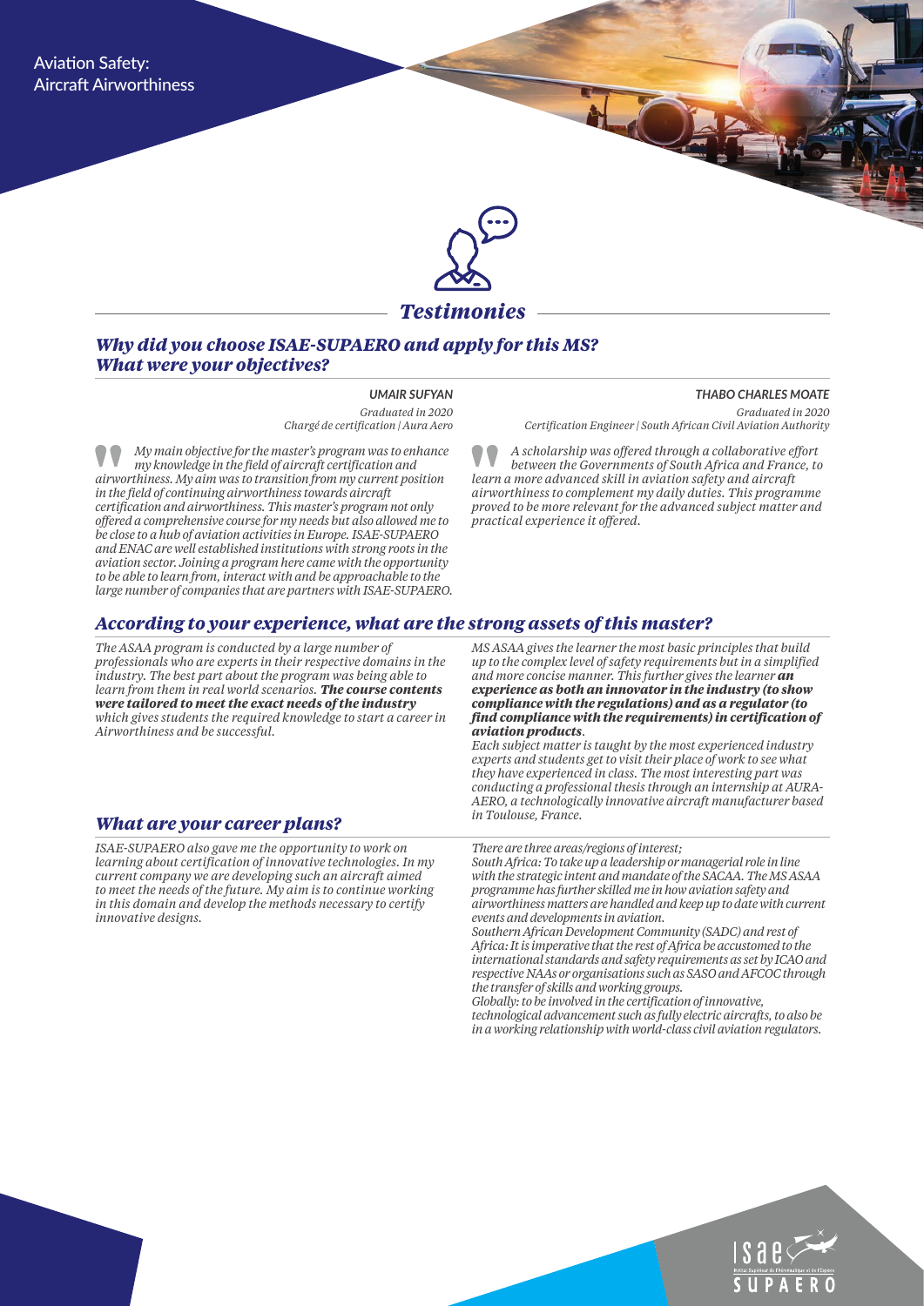Aviation Safety:
Aircraft Airworthiness

## Testimonies

### Why did you choose ISAE-SUPAERO and apply for this MS? What were your objectives?

**UMAIR SUFYAN**
*Graduated in 2020*
*Chargé de certification | Aura Aero*

*My main objective for the master's program was to enhance my knowledge in the field of aircraft certification and airworthiness. My aim was to transition from my current position in the field of continuing airworthiness towards aircraft certification and airworthiness. This master's program not only offered a comprehensive course for my needs but also allowed me to be close to a hub of aviation activities in Europe. ISAE-SUPAERO and ENAC are well established institutions with strong roots in the aviation sector. Joining a program here came with the opportunity to be able to learn from, interact with and be approachable to the large number of companies that are partners with ISAE-SUPAERO.*

**THABO CHARLES MOATE**
*Graduated in 2020*
*Certification Engineer | South African Civil Aviation Authority*

*A scholarship was offered through a collaborative effort between the Governments of South Africa and France, to learn a more advanced skill in aviation safety and aircraft airworthiness to complement my daily duties. This programme proved to be more relevant for the advanced subject matter and practical experience it offered.*

### According to your experience, what are the strong assets of this master?

*The ASAA program is conducted by a large number of professionals who are experts in their respective domains in the industry. The best part about the program was being able to learn from them in real world scenarios.* ***The course contents were tailored to meet the exact needs of the industry*** *which gives students the required knowledge to start a career in Airworthiness and be successful.*

*MS ASAA gives the learner the most basic principles that build up to the complex level of safety requirements but in a simplified and more concise manner. This further gives the learner* ***an experience as both an innovator in the industry (to show compliance with the regulations) and as a regulator (to find compliance with the requirements) in certification of aviation products****.*
*Each subject matter is taught by the most experienced industry experts and students get to visit their place of work to see what they have experienced in class. The most interesting part was conducting a professional thesis through an internship at AURA-AERO, a technologically innovative aircraft manufacturer based in Toulouse, France.*

### What are your career plans?

*ISAE-SUPAERO also gave me the opportunity to work on learning about certification of innovative technologies. In my current company we are developing such an aircraft aimed to meet the needs of the future. My aim is to continue working in this domain and develop the methods necessary to certify innovative designs.*

*There are three areas/regions of interest;*
*South Africa: To take up a leadership or managerial role in line with the strategic intent and mandate of the SACAA. The MS ASAA programme has further skilled me in how aviation safety and airworthiness matters are handled and keep up to date with current events and developments in aviation.*
*Southern African Development Community (SADC) and rest of Africa: It is imperative that the rest of Africa be accustomed to the international standards and safety requirements as set by ICAO and respective NAAs or organisations such as SASO and AFCOC through the transfer of skills and working groups.*
*Globally: to be involved in the certification of innovative, technological advancement such as fully electric aircrafts, to also be in a working relationship with world-class civil aviation regulators.*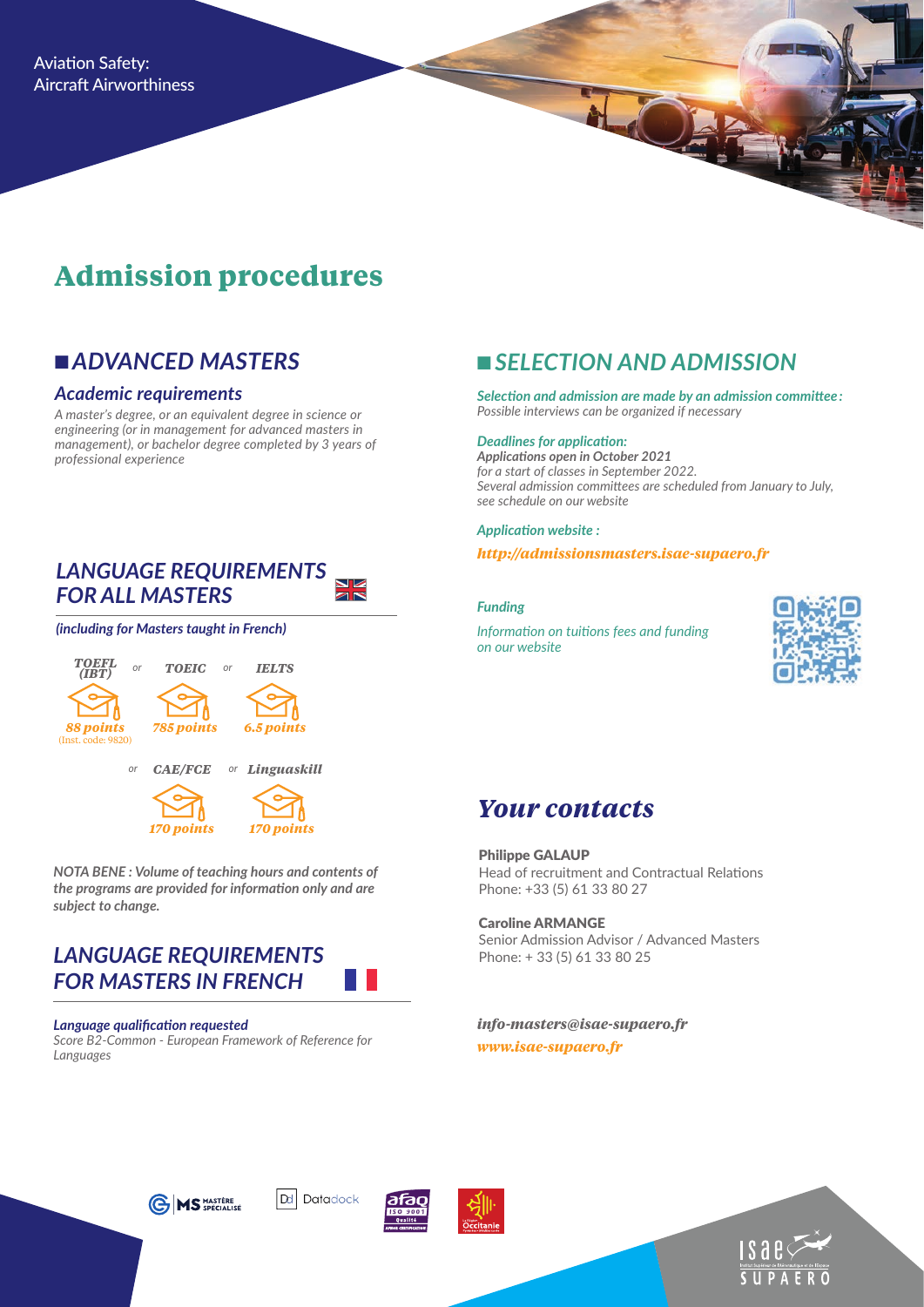Aviation Safety:
Aircraft Airworthiness

# Admission procedures

## ADVANCED MASTERS

### Academic requirements

*A master's degree, or an equivalent degree in science or engineering (or in management for advanced masters in management), or bachelor degree completed by 3 years of professional experience*

## LANGUAGE REQUIREMENTS FOR ALL MASTERS

*(including for Masters taught in French)*

TOEFL (IBT): 88 points (Inst. code: 9820)
or TOEIC: 785 points
or IELTS: 6.5 points
or CAE/FCE: 170 points
or Linguaskill: 170 points

*NOTA BENE : Volume of teaching hours and contents of the programs are provided for information only and are subject to change.*

## LANGUAGE REQUIREMENTS FOR MASTERS IN FRENCH

*Language qualification requested*

*Score B2-Common - European Framework of Reference for Languages*

## SELECTION AND ADMISSION

*Selection and admission are made by an admission committee:*
*Possible interviews can be organized if necessary*

*Deadlines for application:*
*Applications open in October 2021*
*for a start of classes in September 2022.*
*Several admission committees are scheduled from January to July, see schedule on our website*

*Application website :*
*http://admissionsmasters.isae-supaero.fr*

*Funding*

*Information on tuitions fees and funding on our website*

## Your contacts

**Philippe GALAUP**
Head of recruitment and Contractual Relations
Phone: +33 (5) 61 33 80 27

**Caroline ARMANGE**
Senior Admission Advisor / Advanced Masters
Phone: + 33 (5) 61 33 80 25

*info-masters@isae-supaero.fr*
*www.isae-supaero.fr*